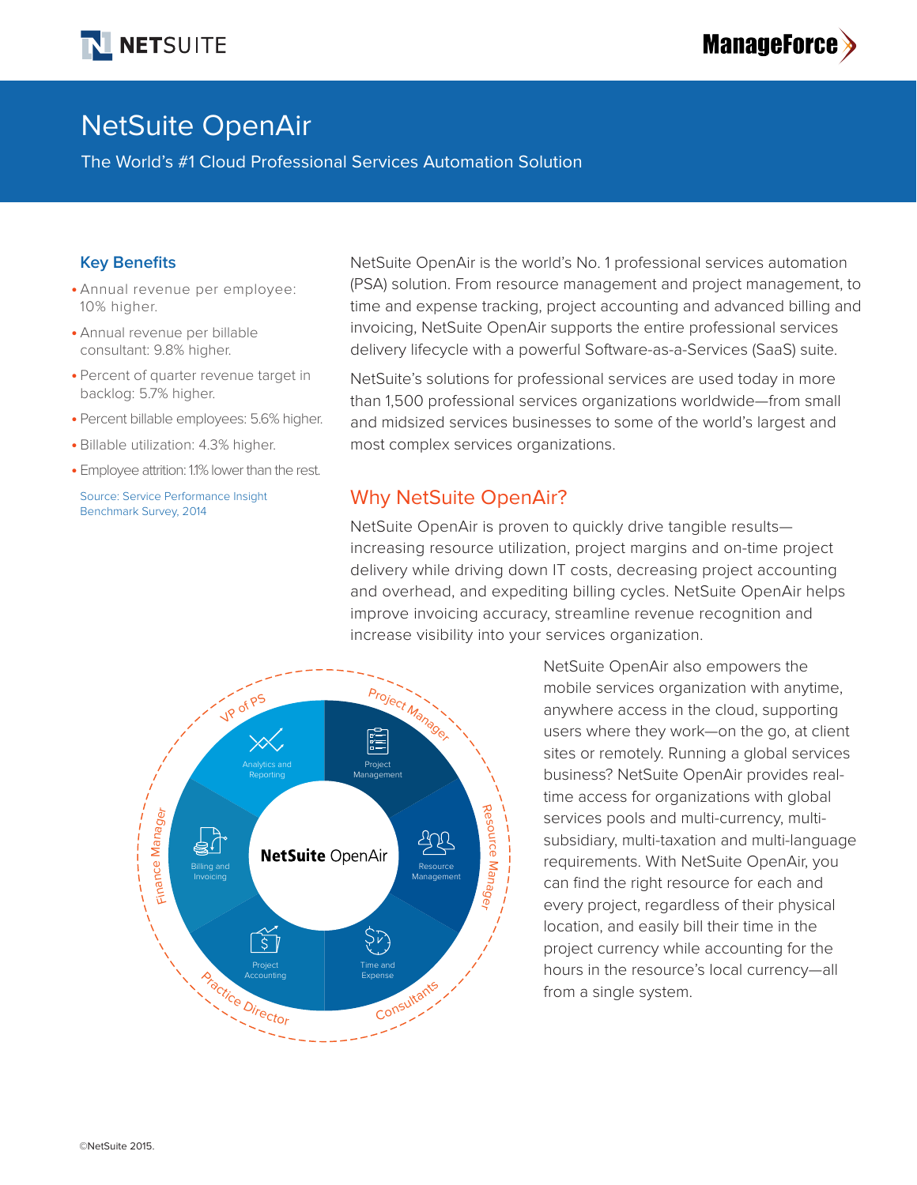# NetSuite OpenAir

The World's #1 Cloud Professional Services Automation Solution

## Key Benefits

- Annual revenue per employee: 10% higher.
- Annual revenue per billable consultant: 9.8% higher.
- Percent of quarter revenue target in backlog: 5.7% higher.
- Percent billable employees: 5.6% higher.
- Billable utilization: 4.3% higher.
- Employee attrition: 1.1% lower than the rest.

Source: Service Performance Insight Benchmark Survey, 2014

NetSuite OpenAir is the world's No. 1 professional services automation (PSA) solution. From resource management and project management, to time and expense tracking, project accounting and advanced billing and invoicing, NetSuite OpenAir supports the entire professional services delivery lifecycle with a powerful Software-as-a-Services (SaaS) suite.

NetSuite's solutions for professional services are used today in more than 1,500 professional services organizations worldwide—from small and midsized services businesses to some of the world's largest and most complex services organizations.

## Why NetSuite OpenAir?

NetSuite OpenAir is proven to quickly drive tangible results—increasing resource utilization, project margins and on-time project delivery while driving down IT costs, decreasing project accounting and overhead, and expediting billing cycles. NetSuite OpenAir helps improve invoicing accuracy, streamline revenue recognition and increase visibility into your services organization.

NetSuite OpenAir also empowers the mobile services organization with anytime, anywhere access in the cloud, supporting users where they work—on the go, at client sites or remotely. Running a global services business? NetSuite OpenAir provides real-time access for organizations with global services pools and multi-currency, multi-subsidiary, multi-taxation and multi-language requirements. With NetSuite OpenAir, you can find the right resource for each and every project, regardless of their physical location, and easily bill their time in the project currency while accounting for the hours in the resource's local currency—all from a single system.

©NetSuite 2015.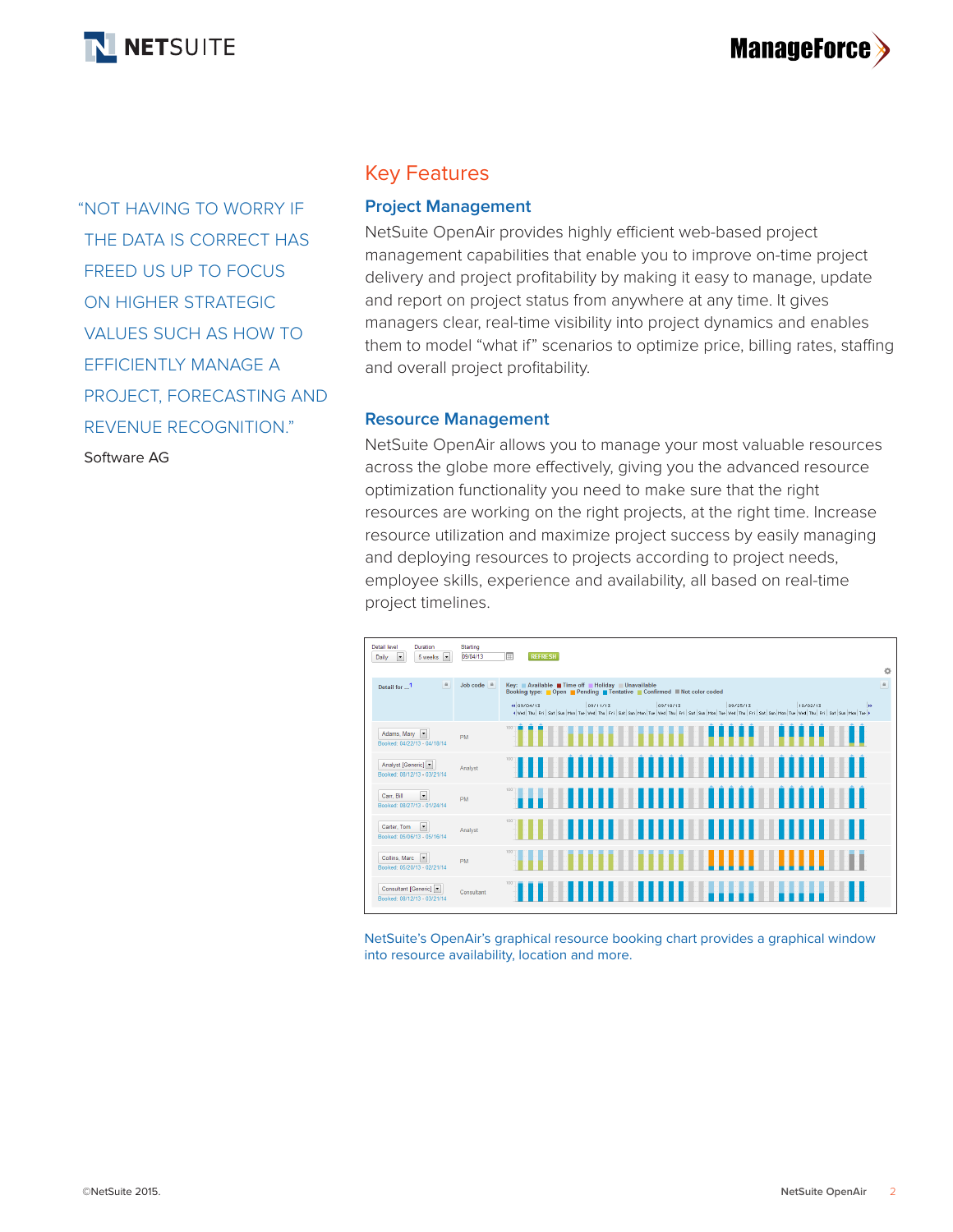> "NOT HAVING TO WORRY IF THE DATA IS CORRECT HAS FREED US UP TO FOCUS ON HIGHER STRATEGIC VALUES SUCH AS HOW TO EFFICIENTLY MANAGE A PROJECT, FORECASTING AND REVENUE RECOGNITION."
>
> Software AG

## Key Features

### Project Management

NetSuite OpenAir provides highly efficient web-based project management capabilities that enable you to improve on-time project delivery and project profitability by making it easy to manage, update and report on project status from anywhere at any time. It gives managers clear, real-time visibility into project dynamics and enables them to model "what if" scenarios to optimize price, billing rates, staffing and overall project profitability.

### Resource Management

NetSuite OpenAir allows you to manage your most valuable resources across the globe more effectively, giving you the advanced resource optimization functionality you need to make sure that the right resources are working on the right projects, at the right time. Increase resource utilization and maximize project success by easily managing and deploying resources to projects according to project needs, employee skills, experience and availability, all based on real-time project timelines.

NetSuite's OpenAir's graphical resource booking chart provides a graphical window into resource availability, location and more.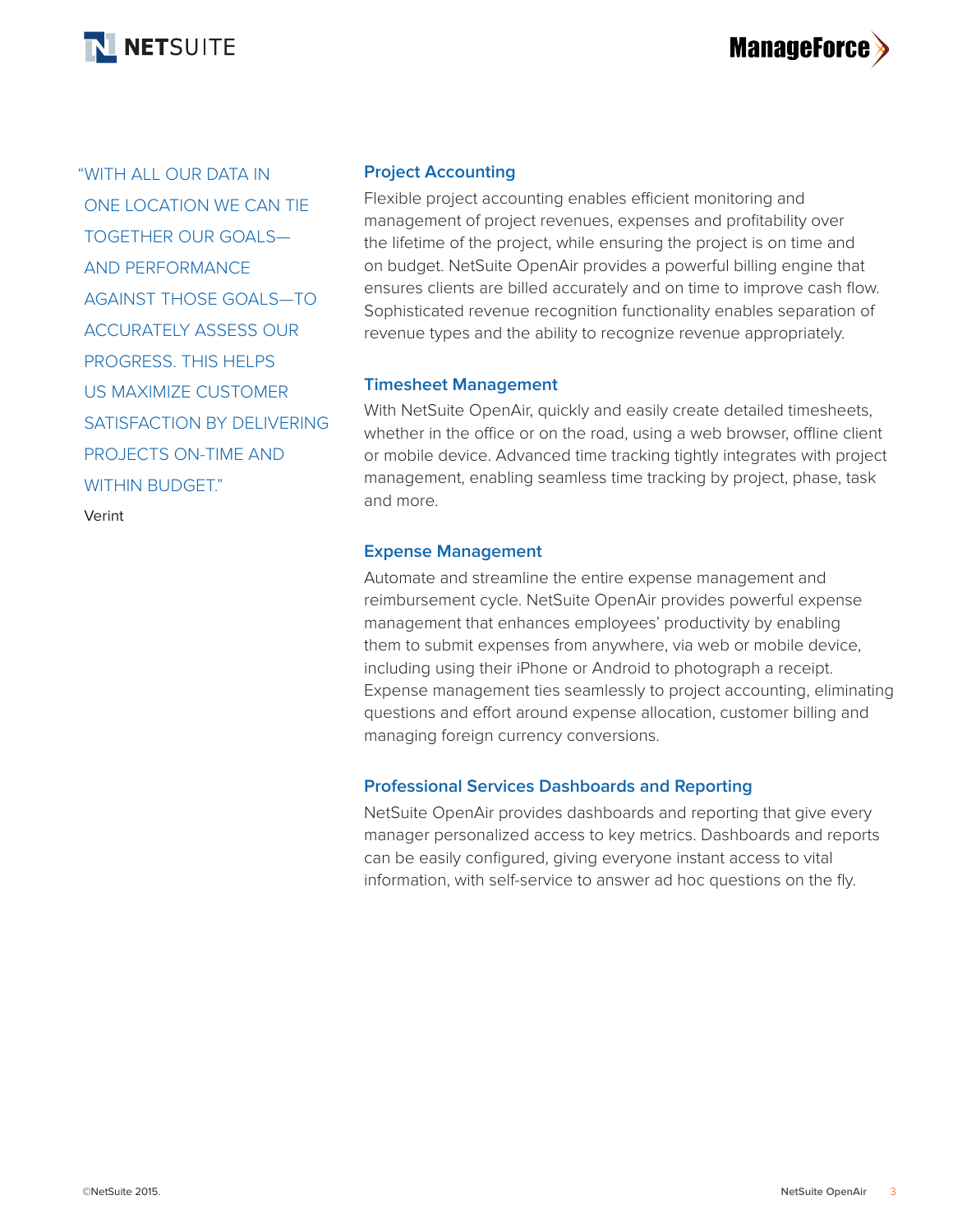> "WITH ALL OUR DATA IN ONE LOCATION WE CAN TIE TOGETHER OUR GOALS—AND PERFORMANCE AGAINST THOSE GOALS—TO ACCURATELY ASSESS OUR PROGRESS. THIS HELPS US MAXIMIZE CUSTOMER SATISFACTION BY DELIVERING PROJECTS ON-TIME AND WITHIN BUDGET."
>
> Verint

### Project Accounting

Flexible project accounting enables efficient monitoring and management of project revenues, expenses and profitability over the lifetime of the project, while ensuring the project is on time and on budget. NetSuite OpenAir provides a powerful billing engine that ensures clients are billed accurately and on time to improve cash flow. Sophisticated revenue recognition functionality enables separation of revenue types and the ability to recognize revenue appropriately.

### Timesheet Management

With NetSuite OpenAir, quickly and easily create detailed timesheets, whether in the office or on the road, using a web browser, offline client or mobile device. Advanced time tracking tightly integrates with project management, enabling seamless time tracking by project, phase, task and more.

### Expense Management

Automate and streamline the entire expense management and reimbursement cycle. NetSuite OpenAir provides powerful expense management that enhances employees' productivity by enabling them to submit expenses from anywhere, via web or mobile device, including using their iPhone or Android to photograph a receipt. Expense management ties seamlessly to project accounting, eliminating questions and effort around expense allocation, customer billing and managing foreign currency conversions.

### Professional Services Dashboards and Reporting

NetSuite OpenAir provides dashboards and reporting that give every manager personalized access to key metrics. Dashboards and reports can be easily configured, giving everyone instant access to vital information, with self-service to answer ad hoc questions on the fly.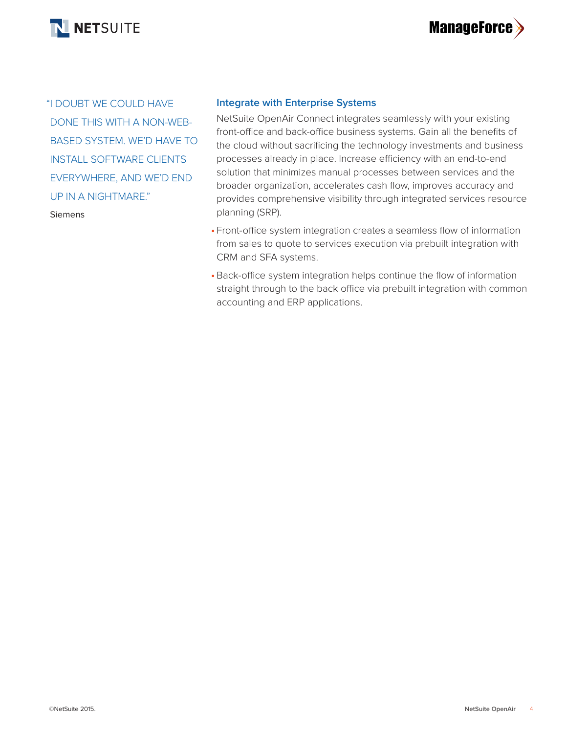> "I DOUBT WE COULD HAVE DONE THIS WITH A NON-WEB-BASED SYSTEM. WE'D HAVE TO INSTALL SOFTWARE CLIENTS EVERYWHERE, AND WE'D END UP IN A NIGHTMARE."
>
> Siemens

### Integrate with Enterprise Systems

NetSuite OpenAir Connect integrates seamlessly with your existing front-office and back-office business systems. Gain all the benefits of the cloud without sacrificing the technology investments and business processes already in place. Increase efficiency with an end-to-end solution that minimizes manual processes between services and the broader organization, accelerates cash flow, improves accuracy and provides comprehensive visibility through integrated services resource planning (SRP).

- Front-office system integration creates a seamless flow of information from sales to quote to services execution via prebuilt integration with CRM and SFA systems.
- Back-office system integration helps continue the flow of information straight through to the back office via prebuilt integration with common accounting and ERP applications.